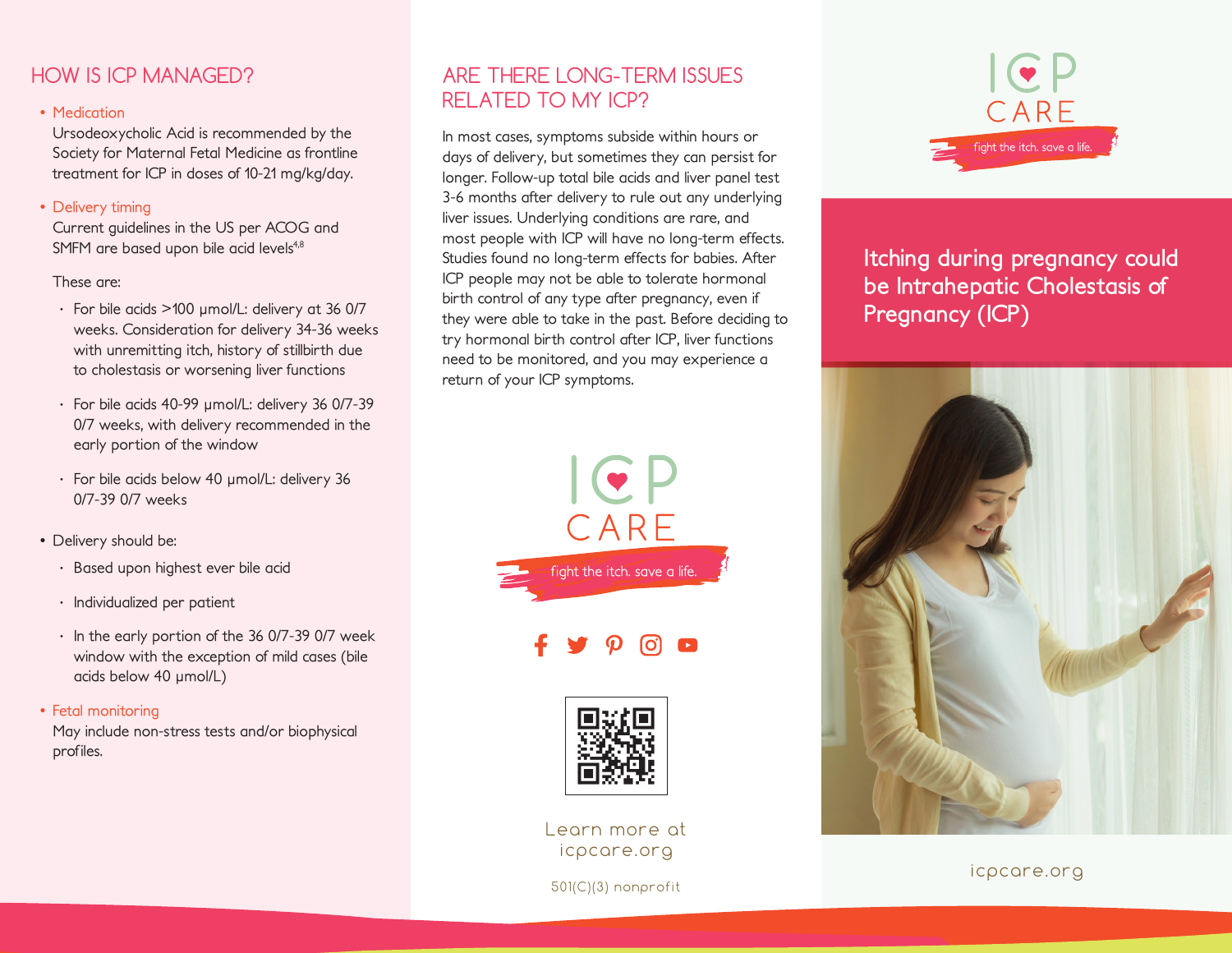## HOW IS ICP MANAGED?

- **Medication**
  Ursodeoxycholic Acid is recommended by the Society for Maternal Fetal Medicine as frontline treatment for ICP in doses of 10-21 mg/kg/day.

- **Delivery timing**
  Current guidelines in the US per ACOG and SMFM are based upon bile acid levels[4,8]

  These are:

  - For bile acids >100 µmol/L: delivery at 36 0/7 weeks. Consideration for delivery 34-36 weeks with unremitting itch, history of stillbirth due to cholestasis or worsening liver functions
  - For bile acids 40-99 µmol/L: delivery 36 0/7-39 0/7 weeks, with delivery recommended in the early portion of the window
  - For bile acids below 40 µmol/L: delivery 36 0/7-39 0/7 weeks

- Delivery should be:
  - Based upon highest ever bile acid
  - Individualized per patient
  - In the early portion of the 36 0/7-39 0/7 week window with the exception of mild cases (bile acids below 40 µmol/L)

- **Fetal monitoring**
  May include non-stress tests and/or biophysical profiles.

## ARE THERE LONG-TERM ISSUES RELATED TO MY ICP?

In most cases, symptoms subside within hours or days of delivery, but sometimes they can persist for longer. Follow-up total bile acids and liver panel test 3-6 months after delivery to rule out any underlying liver issues. Underlying conditions are rare, and most people with ICP will have no long-term effects. Studies found no long-term effects for babies. After ICP people may not be able to tolerate hormonal birth control of any type after pregnancy, even if they were able to take in the past. Before deciding to try hormonal birth control after ICP, liver functions need to be monitored, and you may experience a return of your ICP symptoms.

ICP CARE

fight the itch. save a life.

Learn more at icpcare.org

501(C)(3) nonprofit

ICP CARE

fight the itch. save a life.

# Itching during pregnancy could be Intrahepatic Cholestasis of Pregnancy (ICP)

icpcare.org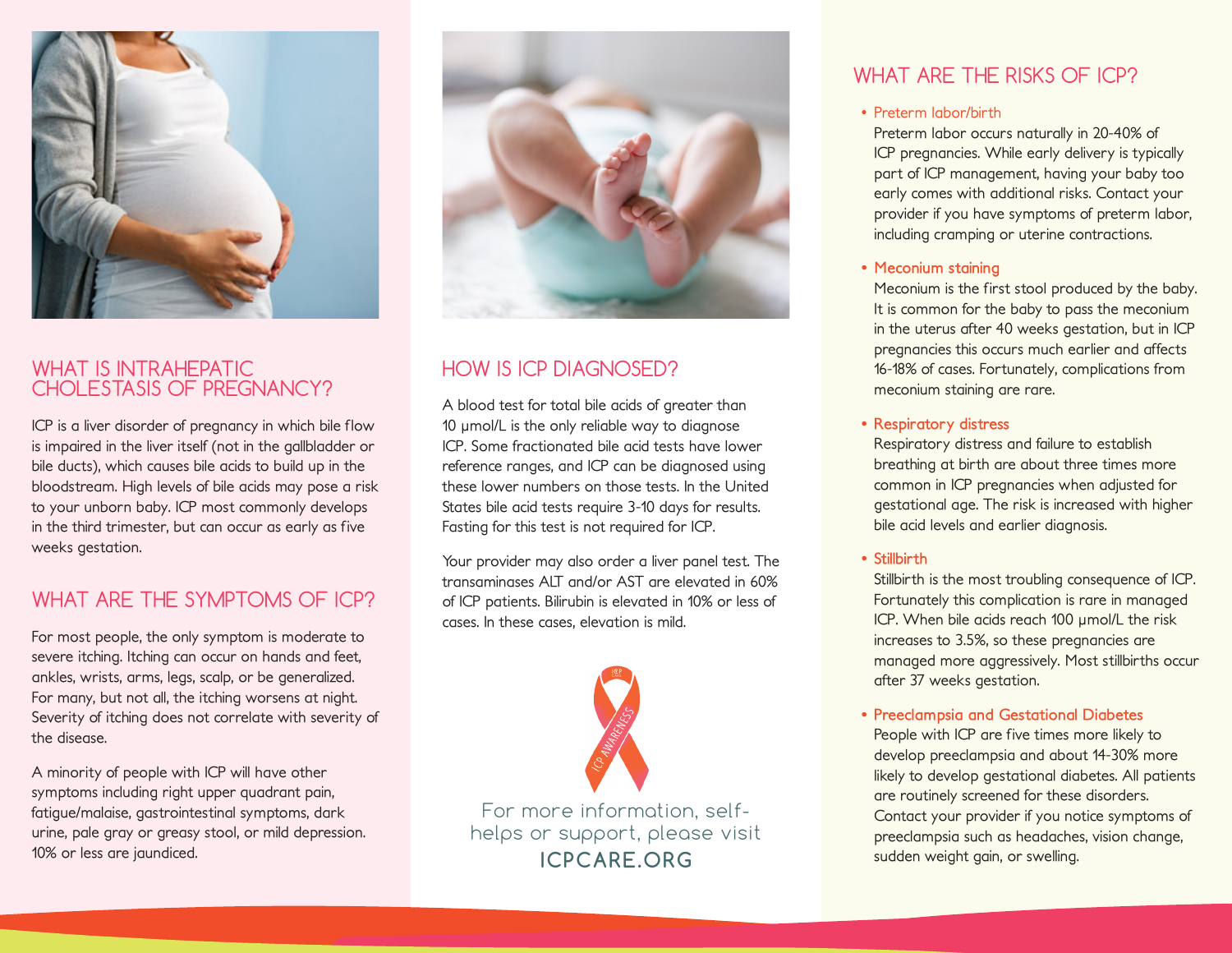## WHAT IS INTRAHEPATIC CHOLESTASIS OF PREGNANCY?

ICP is a liver disorder of pregnancy in which bile flow is impaired in the liver itself (not in the gallbladder or bile ducts), which causes bile acids to build up in the bloodstream. High levels of bile acids may pose a risk to your unborn baby. ICP most commonly develops in the third trimester, but can occur as early as five weeks gestation.

## WHAT ARE THE SYMPTOMS OF ICP?

For most people, the only symptom is moderate to severe itching. Itching can occur on hands and feet, ankles, wrists, arms, legs, scalp, or be generalized. For many, but not all, the itching worsens at night. Severity of itching does not correlate with severity of the disease.

A minority of people with ICP will have other symptoms including right upper quadrant pain, fatigue/malaise, gastrointestinal symptoms, dark urine, pale gray or greasy stool, or mild depression. 10% or less are jaundiced.

## HOW IS ICP DIAGNOSED?

A blood test for total bile acids of greater than 10 μmol/L is the only reliable way to diagnose ICP. Some fractionated bile acid tests have lower reference ranges, and ICP can be diagnosed using these lower numbers on those tests. In the United States bile acid tests require 3-10 days for results. Fasting for this test is not required for ICP.

Your provider may also order a liver panel test. The transaminases ALT and/or AST are elevated in 60% of ICP patients. Bilirubin is elevated in 10% or less of cases. In these cases, elevation is mild.

For more information, self-helps or support, please visit
ICPCARE.ORG

## WHAT ARE THE RISKS OF ICP?

- **Preterm labor/birth**
  Preterm labor occurs naturally in 20-40% of ICP pregnancies. While early delivery is typically part of ICP management, having your baby too early comes with additional risks. Contact your provider if you have symptoms of preterm labor, including cramping or uterine contractions.

- **Meconium staining**
  Meconium is the first stool produced by the baby. It is common for the baby to pass the meconium in the uterus after 40 weeks gestation, but in ICP pregnancies this occurs much earlier and affects 16-18% of cases. Fortunately, complications from meconium staining are rare.

- **Respiratory distress**
  Respiratory distress and failure to establish breathing at birth are about three times more common in ICP pregnancies when adjusted for gestational age. The risk is increased with higher bile acid levels and earlier diagnosis.

- **Stillbirth**
  Stillbirth is the most troubling consequence of ICP. Fortunately this complication is rare in managed ICP. When bile acids reach 100 μmol/L the risk increases to 3.5%, so these pregnancies are managed more aggressively. Most stillbirths occur after 37 weeks gestation.

- **Preeclampsia and Gestational Diabetes**
  People with ICP are five times more likely to develop preeclampsia and about 14-30% more likely to develop gestational diabetes. All patients are routinely screened for these disorders. Contact your provider if you notice symptoms of preeclampsia such as headaches, vision change, sudden weight gain, or swelling.